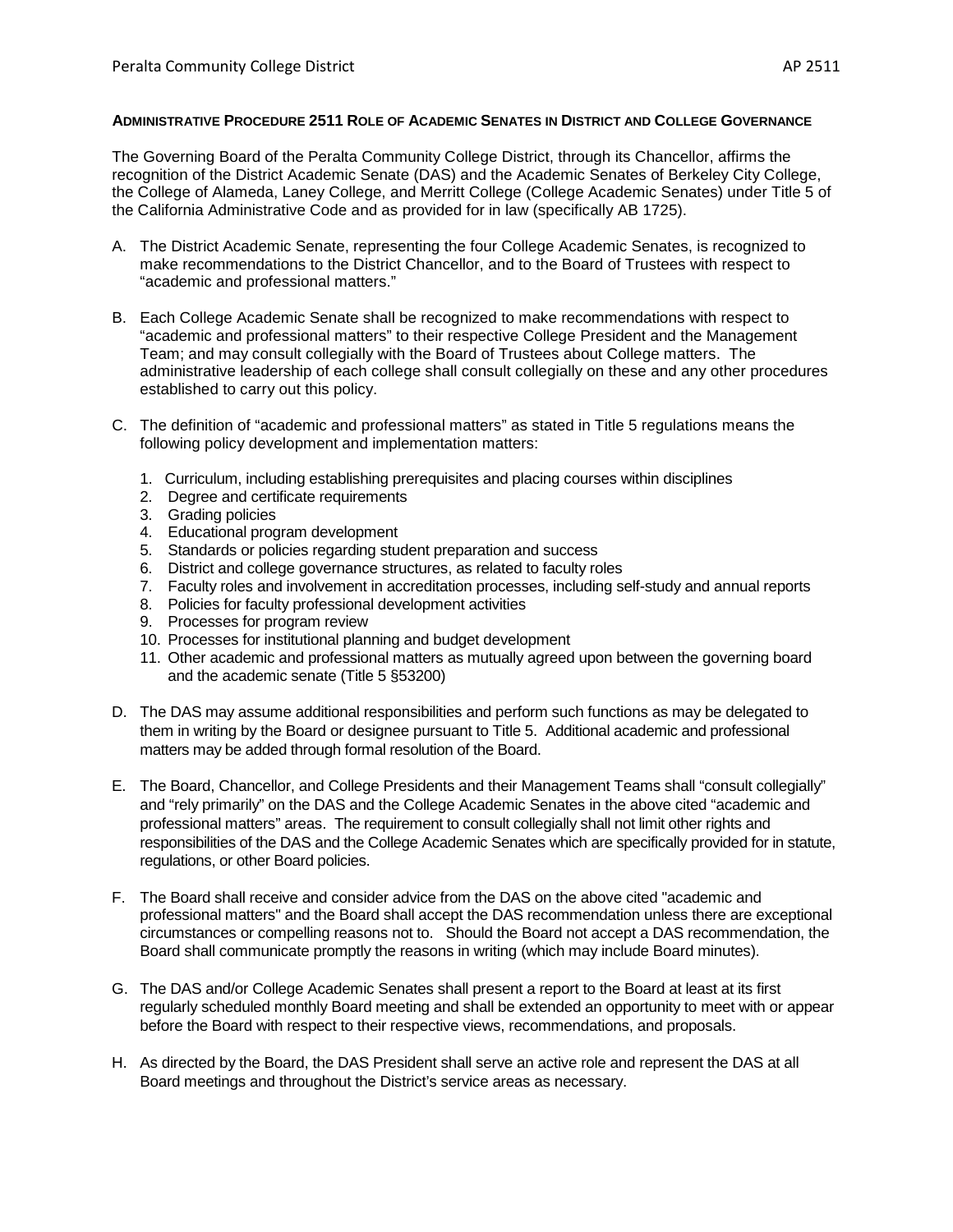## ADMINISTRATIVE PROCEDURE 2511 ROLE OF ACADEMIC SENATES IN DISTRICT AND COLLEGE GOVERNANCE

The Governing Board of the Peralta Community College District, through its Chancellor, affirms the recognition of the District Academic Senate (DAS) and the Academic Senates of Berkeley City College, the College of Alameda, Laney College, and Merritt College (College Academic Senates) under Title 5 of the California Administrative Code and as provided for in law (specifically AB 1725).

A. The District Academic Senate, representing the four College Academic Senates, is recognized to make recommendations to the District Chancellor, and to the Board of Trustees with respect to "academic and professional matters."

B. Each College Academic Senate shall be recognized to make recommendations with respect to "academic and professional matters" to their respective College President and the Management Team; and may consult collegially with the Board of Trustees about College matters. The administrative leadership of each college shall consult collegially on these and any other procedures established to carry out this policy.

C. The definition of "academic and professional matters" as stated in Title 5 regulations means the following policy development and implementation matters:

    1. Curriculum, including establishing prerequisites and placing courses within disciplines
    2. Degree and certificate requirements
    3. Grading policies
    4. Educational program development
    5. Standards or policies regarding student preparation and success
    6. District and college governance structures, as related to faculty roles
    7. Faculty roles and involvement in accreditation processes, including self-study and annual reports
    8. Policies for faculty professional development activities
    9. Processes for program review
    10. Processes for institutional planning and budget development
    11. Other academic and professional matters as mutually agreed upon between the governing board and the academic senate (Title 5 §53200)

D. The DAS may assume additional responsibilities and perform such functions as may be delegated to them in writing by the Board or designee pursuant to Title 5. Additional academic and professional matters may be added through formal resolution of the Board.

E. The Board, Chancellor, and College Presidents and their Management Teams shall "consult collegially" and "rely primarily" on the DAS and the College Academic Senates in the above cited "academic and professional matters" areas. The requirement to consult collegially shall not limit other rights and responsibilities of the DAS and the College Academic Senates which are specifically provided for in statute, regulations, or other Board policies.

F. The Board shall receive and consider advice from the DAS on the above cited "academic and professional matters" and the Board shall accept the DAS recommendation unless there are exceptional circumstances or compelling reasons not to. Should the Board not accept a DAS recommendation, the Board shall communicate promptly the reasons in writing (which may include Board minutes).

G. The DAS and/or College Academic Senates shall present a report to the Board at least at its first regularly scheduled monthly Board meeting and shall be extended an opportunity to meet with or appear before the Board with respect to their respective views, recommendations, and proposals.

H. As directed by the Board, the DAS President shall serve an active role and represent the DAS at all Board meetings and throughout the District's service areas as necessary.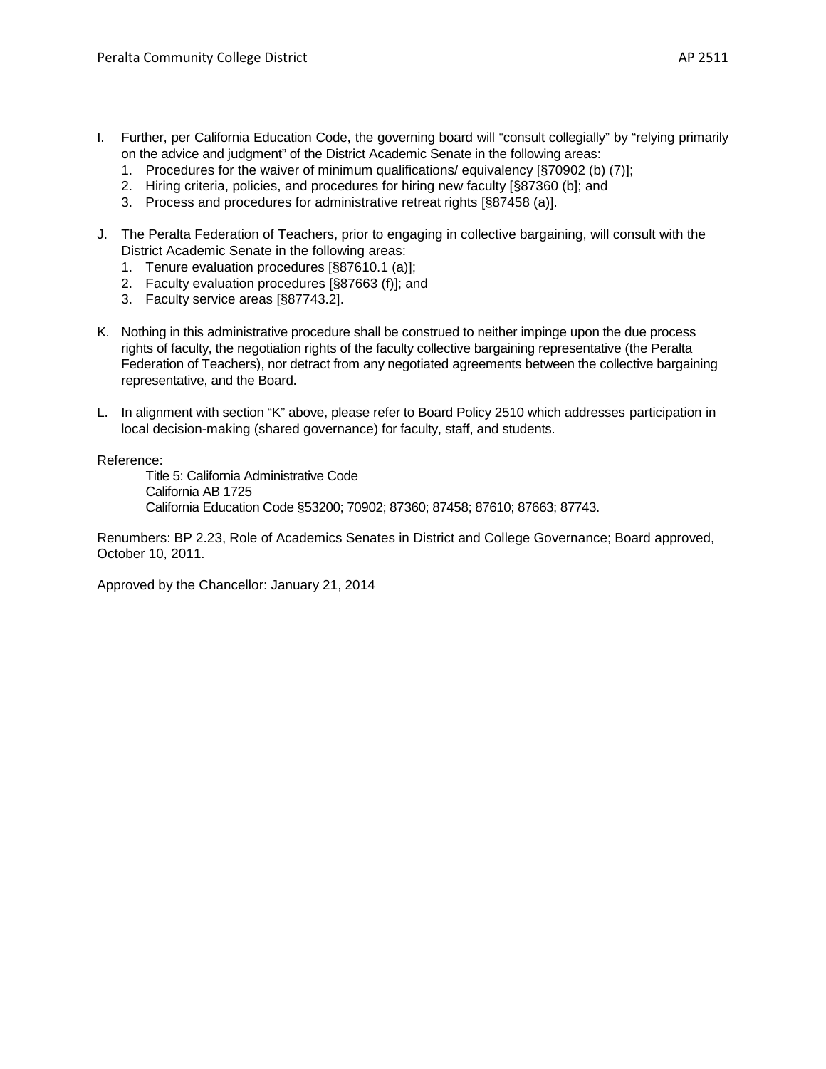I. Further, per California Education Code, the governing board will "consult collegially" by "relying primarily on the advice and judgment" of the District Academic Senate in the following areas:
   1. Procedures for the waiver of minimum qualifications/ equivalency [§70902 (b) (7)];
   2. Hiring criteria, policies, and procedures for hiring new faculty [§87360 (b]; and
   3. Process and procedures for administrative retreat rights [§87458 (a)].

J. The Peralta Federation of Teachers, prior to engaging in collective bargaining, will consult with the District Academic Senate in the following areas:
   1. Tenure evaluation procedures [§87610.1 (a)];
   2. Faculty evaluation procedures [§87663 (f)]; and
   3. Faculty service areas [§87743.2].

K. Nothing in this administrative procedure shall be construed to neither impinge upon the due process rights of faculty, the negotiation rights of the faculty collective bargaining representative (the Peralta Federation of Teachers), nor detract from any negotiated agreements between the collective bargaining representative, and the Board.

L. In alignment with section "K" above, please refer to Board Policy 2510 which addresses participation in local decision-making (shared governance) for faculty, staff, and students.

Reference:

Title 5: California Administrative Code
California AB 1725
California Education Code §53200; 70902; 87360; 87458; 87610; 87663; 87743.

Renumbers: BP 2.23, Role of Academics Senates in District and College Governance; Board approved, October 10, 2011.

Approved by the Chancellor: January 21, 2014